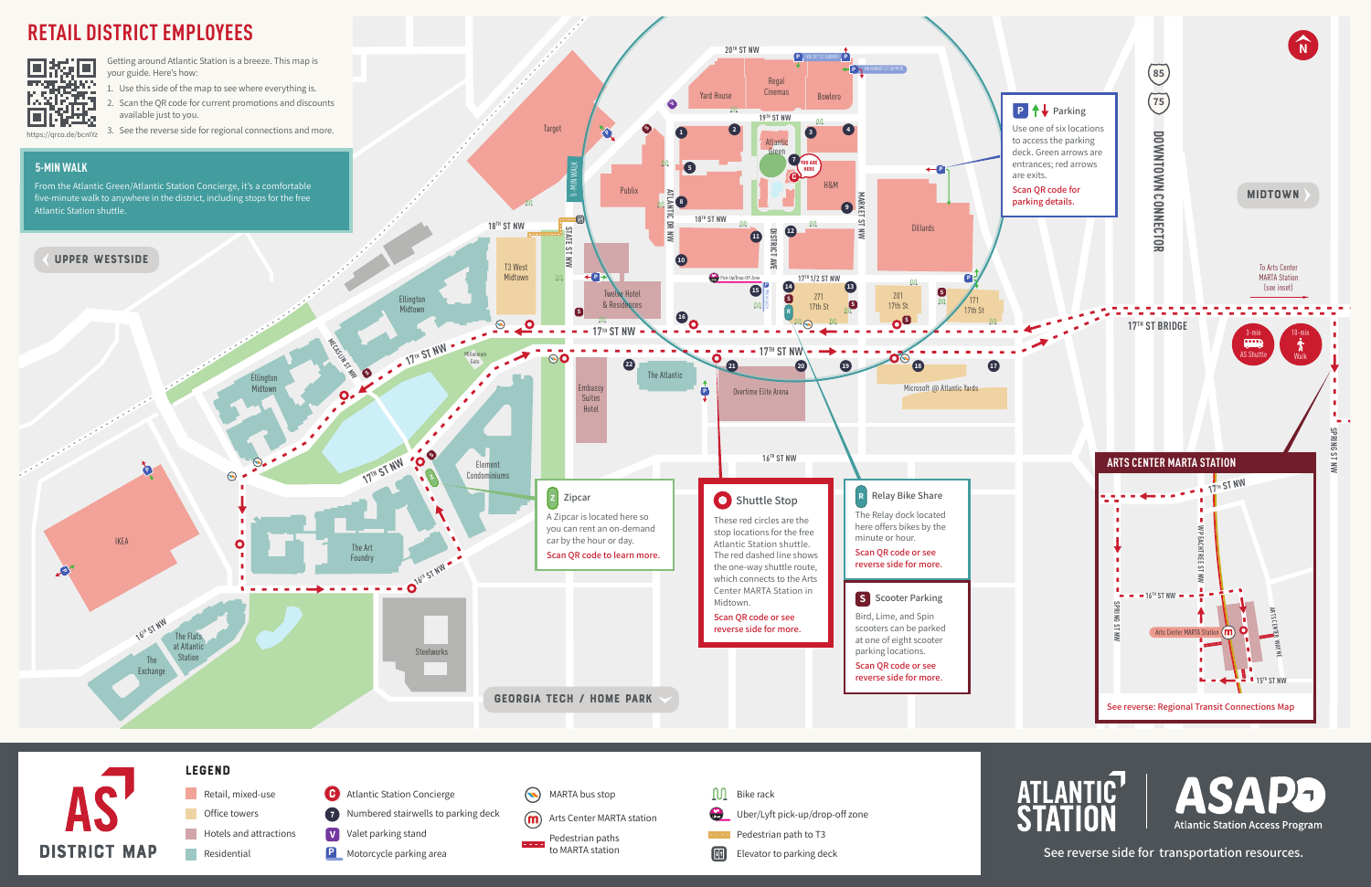# RETAIL DISTRICT EMPLOYEES

https://qrco.de/bcnlYz

Getting around Atlantic Station is a breeze. This map is your guide. Here's how:

1. Use this side of the map to see where everything is.
2. Scan the QR code for current promotions and discounts available just to you.
3. See the reverse side for regional connections and more.

## 5-MIN WALK

From the Atlantic Green/Atlantic Station Concierge, it's a comfortable five-minute walk to anywhere in the district, including stops for the free Atlantic Station shuttle.

UPPER WESTSIDE

MIDTOWN

GEORGIA TECH / HOME PARK

DOWNTOWN CONNECTOR

20TH ST NW · 19TH ST NW · 18TH ST NW · 17 1/2 ST NW · 17TH ST NW · 16TH ST NW · ATLANTIC DR NW · DISTRICT AVE · MARKET ST NW · STATE ST NW · MECASLIN ST NW · 17TH ST BRIDGE · SPRING ST NW

Yard House · Regal Cinemas · Bowlero · Target · Atlantic Green · YOU ARE HERE · H&M · Publix · Dillards · T3 West Midtown · Twelve Hotel & Residences · 271 17th St · 201 17th St · 171 17th St · Ellington Midtown · Millennium Gate · Embassy Suites Hotel · The Atlantic · Overtime Elite Arena · Microsoft @ Atlantic Yards · Element Condominiums · IKEA · The Art Foundry · The Flats at Atlantic Station · The Exchange · Steelworks

To Arts Center MARTA Station (see inset)

3-min AS Shuttle · 10-min Walk

### Parking

Use one of six locations to access the parking deck. Green arrows are entrances; red arrows are exits.

Scan QR code for parking details.

### Zipcar

A Zipcar is located here so you can rent an on-demand car by the hour or day.

Scan QR code to learn more.

### Shuttle Stop

These red circles are the stop locations for the free Atlantic Station shuttle. The red dashed line shows the one-way shuttle route, which connects to the Arts Center MARTA Station in Midtown.

Scan QR code or see reverse side for more.

### Relay Bike Share

The Relay dock located here offers bikes by the minute or hour.

Scan QR code or see reverse side for more.

### Scooter Parking

Bird, Lime, and Spin scooters can be parked at one of eight scooter parking locations.

Scan QR code or see reverse side for more.

## ARTS CENTER MARTA STATION

17TH ST NW · W PEACHTREE ST NW · 16TH ST NW · SPRING ST NW · Arts Center MARTA Station · ARTS CENTER WAY NE · 15TH ST NW

See reverse: Regional Transit Connections Map

## AS DISTRICT MAP

### LEGEND

- Retail, mixed-use
- Office towers
- Hotels and attractions
- Residential
- Atlantic Station Concierge
- Numbered stairwells to parking deck
- Valet parking stand
- Motorcycle parking area
- MARTA bus stop
- Arts Center MARTA station
- Pedestrian paths to MARTA station
- Bike rack
- Uber/Lyft pick-up/drop-off zone
- Pedestrian path to T3
- Elevator to parking deck

ATLANTIC STATION · ASAP Atlantic Station Access Program

See reverse side for transportation resources.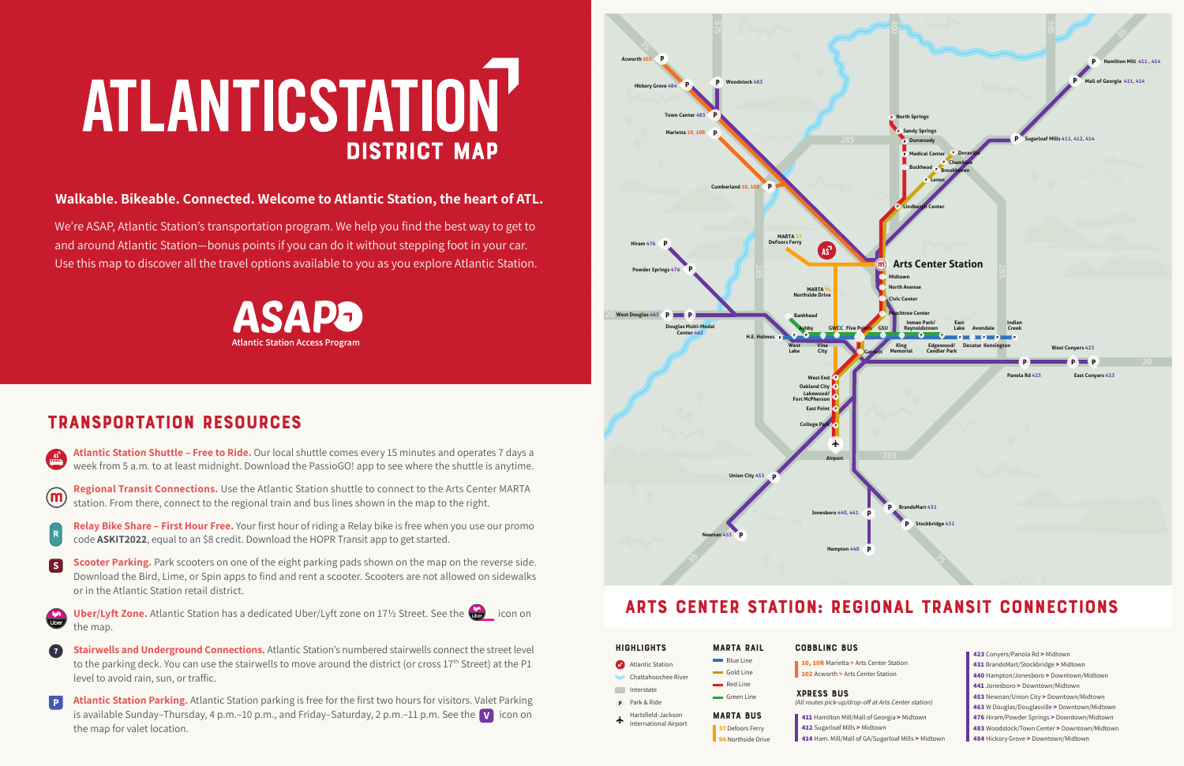# ATLANTICSTATION DISTRICT MAP

**Walkable. Bikeable. Connected. Welcome to Atlantic Station, the heart of ATL.**

We're ASAP, Atlantic Station's transportation program. We help you find the best way to get to and around Atlantic Station—bonus points if you can do it without stepping foot in your car. Use this map to discover all the travel options available to you as you explore Atlantic Station.

ASAP
Atlantic Station Access Program

## TRANSPORTATION RESOURCES

**Atlantic Station Shuttle – Free to Ride.** Our local shuttle comes every 15 minutes and operates 7 days a week from 5 a.m. to at least midnight. Download the PassioGO! app to see where the shuttle is anytime.

**Regional Transit Connections.** Use the Atlantic Station shuttle to connect to the Arts Center MARTA station. From there, connect to the regional train and bus lines shown in the map to the right.

**Relay Bike Share – First Hour Free.** Your first hour of riding a Relay bike is free when you use our promo code **ASKIT2022**, equal to an $8 credit. Download the HOPR Transit app to get started.

**Scooter Parking.** Park scooters on one of the eight parking pads shown on the map on the reverse side. Download the Bird, Lime, or Spin apps to find and rent a scooter. Scooters are not allowed on sidewalks or in the Atlantic Station retail district.

**Uber/Lyft Zone.** Atlantic Station has a dedicated Uber/Lyft zone on 17½ Street. See the Uber icon on the map.

**Stairwells and Underground Connections.** Atlantic Station's numbered stairwells connect the street level to the parking deck. You can use the stairwells to move around the district (or cross 17th Street) at the P1 level to avoid rain, sun, or traffic.

**Atlantic Station Parking.** Atlantic Station parking is free for the first two hours for visitors. Valet Parking is available Sunday–Thursday, 4 p.m.–10 p.m., and Friday–Saturday, 2 p.m.–11 p.m. See the V icon on the map for valet location.

## ARTS CENTER STATION: REGIONAL TRANSIT CONNECTIONS

Acworth 102
Hickory Grove 484
Woodstock 483
Town Center 483
Marietta 10, 10R
Cumberland 10, 10R
Hiram 476
Powder Springs 476
West Douglas 463
Douglas Multi-Modal Center 463
H.E. Holmes
MARTA 37 Defoors Ferry
MARTA 94 Northside Drive
Bankhead
Ashby
West Lake
Vine City
GWCC
Five Points
GSU
Garnett
King Memorial
Inman Park/Reynoldstown
Edgewood/Candler Park
East Lake
Decatur
Avondale
Kensington
Indian Creek
West End
Oakland City
Lakewood/Fort McPherson
East Point
College Park
Airport
Union City 453
Newnan 453
Jonesboro 440, 441
Hampton 440
BrandsMart 431
Stockbridge 431
Panola Rd 423
West Conyers 423
East Conyers 423
Arts Center Station
Midtown
North Avenue
Civic Center
Peachtree Center
Lindbergh Center
North Springs
Sandy Springs
Dunwoody
Medical Center
Buckhead
Lenox
Brookhaven
Chamblee
Doraville
Sugarloaf Mills 411, 412, 414
Mall of Georgia 411, 414
Hamilton Mill 411, 414

### HIGHLIGHTS
- Atlantic Station
- Chattahoochee River
- Interstate
- Park & Ride
- Hartsfield-Jackson International Airport

### MARTA RAIL
- Blue Line
- Gold Line
- Red Line
- Green Line

### MARTA BUS
- 37 Defoors Ferry
- 94 Northside Drive

### COBBLINC BUS
- 10, 10R Marietta > Arts Center Station
- 102 Acworth > Arts Center Station

### XPRESS BUS
*(All routes pick-up/drop-off at Arts Center station)*
- 411 Hamilton Mill/Mall of Georgia > Midtown
- 412 Sugarloaf Mills > Midtown
- 414 Ham. Mill/Mall of GA/Sugarloaf Mills > Midtown
- 423 Conyers/Panola Rd > Midtown
- 431 BrandsMart/Stockbridge > Midtown
- 440 Hampton/Jonesboro > Downtown/Midtown
- 441 Jonesboro > Downtown/Midtown
- 453 Newnan/Union City > Downtown/Midtown
- 463 W Douglas/Douglasville > Downtown/Midtown
- 476 Hiram/Powder Springs > Downtown/Midtown
- 483 Woodstock/Town Center > Downtown/Midtown
- 484 Hickory Grove > Downtown/Midtown